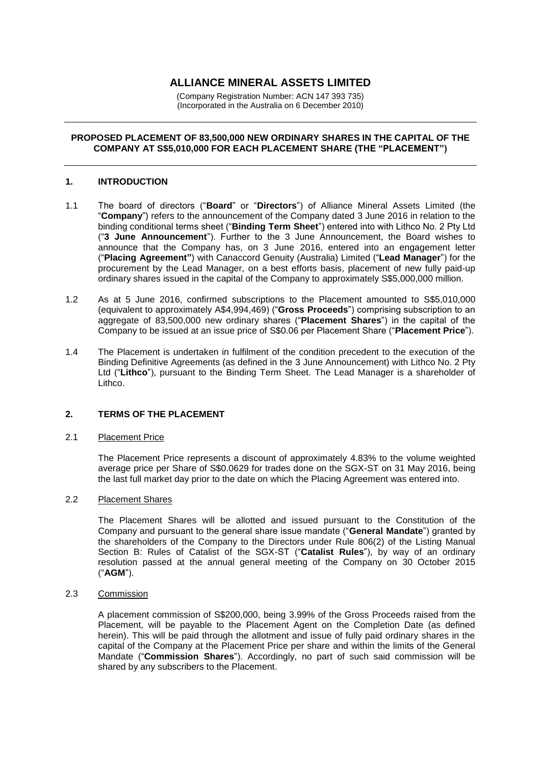# ALLIANCE MINERAL ASSETS LIMITED

(Company Registration Number: ACN 147 393 735)
(Incorporated in the Australia on 6 December 2010)

---

**PROPOSED PLACEMENT OF 83,500,000 NEW ORDINARY SHARES IN THE CAPITAL OF THE COMPANY AT S$5,010,000 FOR EACH PLACEMENT SHARE (THE "PLACEMENT")**

---

## 1. INTRODUCTION

1.1 The board of directors ("**Board**" or "**Directors**") of Alliance Mineral Assets Limited (the "**Company**") refers to the announcement of the Company dated 3 June 2016 in relation to the binding conditional terms sheet ("**Binding Term Sheet**") entered into with Lithco No. 2 Pty Ltd ("**3 June Announcement**"). Further to the 3 June Announcement, the Board wishes to announce that the Company has, on 3 June 2016, entered into an engagement letter ("**Placing Agreement"**) with Canaccord Genuity (Australia) Limited ("**Lead Manager**") for the procurement by the Lead Manager, on a best efforts basis, placement of new fully paid-up ordinary shares issued in the capital of the Company to approximately S$5,000,000 million.

1.2 As at 5 June 2016, confirmed subscriptions to the Placement amounted to S$5,010,000 (equivalent to approximately A$4,994,469) ("**Gross Proceeds**") comprising subscription to an aggregate of 83,500,000 new ordinary shares ("**Placement Shares**") in the capital of the Company to be issued at an issue price of S$0.06 per Placement Share ("**Placement Price**").

1.4 The Placement is undertaken in fulfilment of the condition precedent to the execution of the Binding Definitive Agreements (as defined in the 3 June Announcement) with Lithco No. 2 Pty Ltd ("**Lithco**"), pursuant to the Binding Term Sheet. The Lead Manager is a shareholder of Lithco.

## 2. TERMS OF THE PLACEMENT

2.1 Placement Price

The Placement Price represents a discount of approximately 4.83% to the volume weighted average price per Share of S$0.0629 for trades done on the SGX-ST on 31 May 2016, being the last full market day prior to the date on which the Placing Agreement was entered into.

2.2 Placement Shares

The Placement Shares will be allotted and issued pursuant to the Constitution of the Company and pursuant to the general share issue mandate ("**General Mandate**") granted by the shareholders of the Company to the Directors under Rule 806(2) of the Listing Manual Section B: Rules of Catalist of the SGX-ST ("**Catalist Rules**"), by way of an ordinary resolution passed at the annual general meeting of the Company on 30 October 2015 ("**AGM**").

2.3 Commission

A placement commission of S$200,000, being 3.99% of the Gross Proceeds raised from the Placement, will be payable to the Placement Agent on the Completion Date (as defined herein). This will be paid through the allotment and issue of fully paid ordinary shares in the capital of the Company at the Placement Price per share and within the limits of the General Mandate ("**Commission Shares**"). Accordingly, no part of such said commission will be shared by any subscribers to the Placement.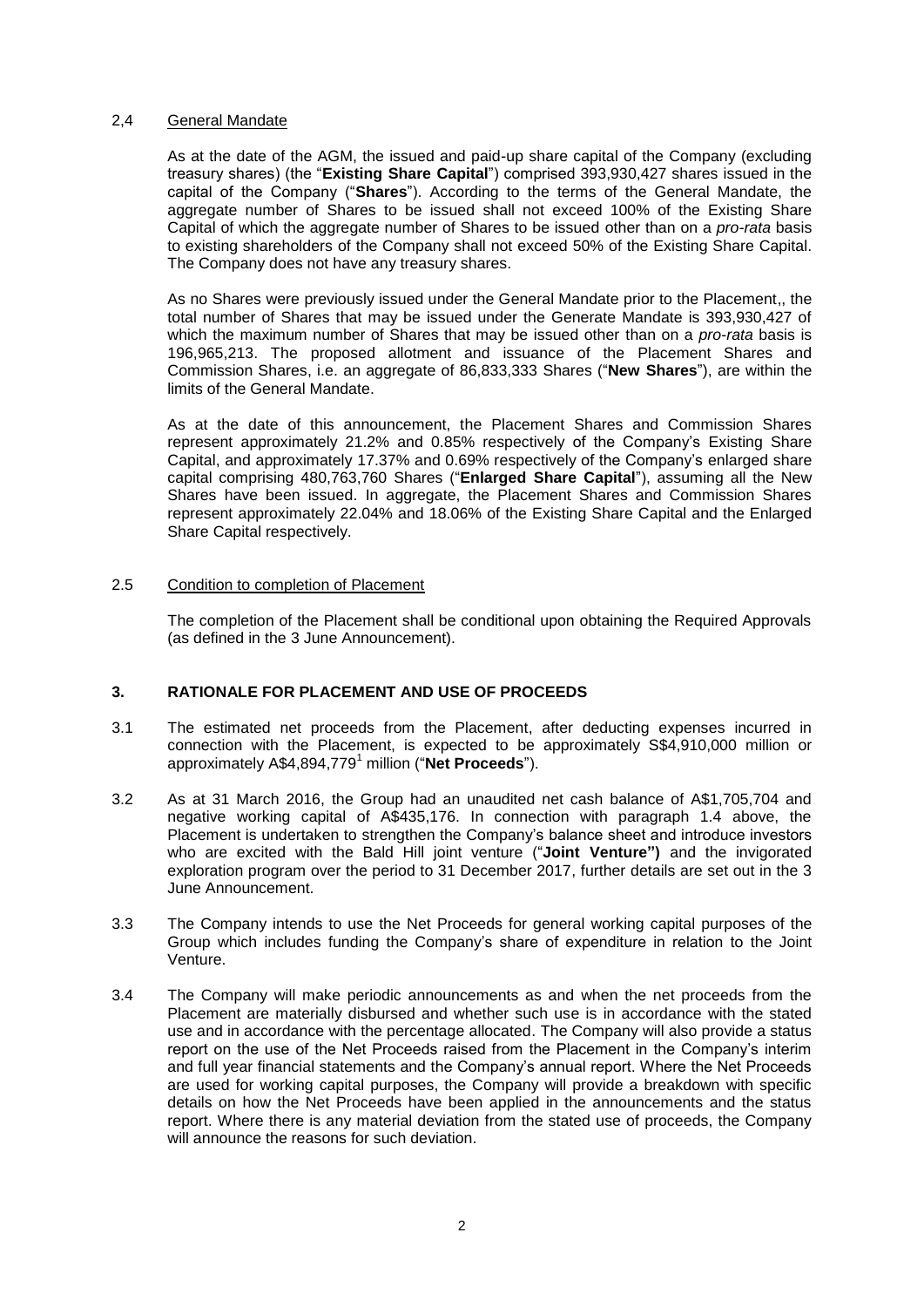2,4 General Mandate

As at the date of the AGM, the issued and paid-up share capital of the Company (excluding treasury shares) (the "**Existing Share Capital**") comprised 393,930,427 shares issued in the capital of the Company ("**Shares**"). According to the terms of the General Mandate, the aggregate number of Shares to be issued shall not exceed 100% of the Existing Share Capital of which the aggregate number of Shares to be issued other than on a *pro-rata* basis to existing shareholders of the Company shall not exceed 50% of the Existing Share Capital. The Company does not have any treasury shares.

As no Shares were previously issued under the General Mandate prior to the Placement,, the total number of Shares that may be issued under the Generate Mandate is 393,930,427 of which the maximum number of Shares that may be issued other than on a *pro-rata* basis is 196,965,213. The proposed allotment and issuance of the Placement Shares and Commission Shares, i.e. an aggregate of 86,833,333 Shares ("**New Shares**"), are within the limits of the General Mandate.

As at the date of this announcement, the Placement Shares and Commission Shares represent approximately 21.2% and 0.85% respectively of the Company's Existing Share Capital, and approximately 17.37% and 0.69% respectively of the Company's enlarged share capital comprising 480,763,760 Shares ("**Enlarged Share Capital**"), assuming all the New Shares have been issued. In aggregate, the Placement Shares and Commission Shares represent approximately 22.04% and 18.06% of the Existing Share Capital and the Enlarged Share Capital respectively.

2.5 Condition to completion of Placement

The completion of the Placement shall be conditional upon obtaining the Required Approvals (as defined in the 3 June Announcement).

## 3. RATIONALE FOR PLACEMENT AND USE OF PROCEEDS

3.1 The estimated net proceeds from the Placement, after deducting expenses incurred in connection with the Placement, is expected to be approximately S$4,910,000 million or approximately A$4,894,779[1] million ("**Net Proceeds**").

3.2 As at 31 March 2016, the Group had an unaudited net cash balance of A$1,705,704 and negative working capital of A$435,176. In connection with paragraph 1.4 above, the Placement is undertaken to strengthen the Company's balance sheet and introduce investors who are excited with the Bald Hill joint venture ("**Joint Venture")** and the invigorated exploration program over the period to 31 December 2017, further details are set out in the 3 June Announcement.

3.3 The Company intends to use the Net Proceeds for general working capital purposes of the Group which includes funding the Company's share of expenditure in relation to the Joint Venture.

3.4 The Company will make periodic announcements as and when the net proceeds from the Placement are materially disbursed and whether such use is in accordance with the stated use and in accordance with the percentage allocated. The Company will also provide a status report on the use of the Net Proceeds raised from the Placement in the Company's interim and full year financial statements and the Company's annual report. Where the Net Proceeds are used for working capital purposes, the Company will provide a breakdown with specific details on how the Net Proceeds have been applied in the announcements and the status report. Where there is any material deviation from the stated use of proceeds, the Company will announce the reasons for such deviation.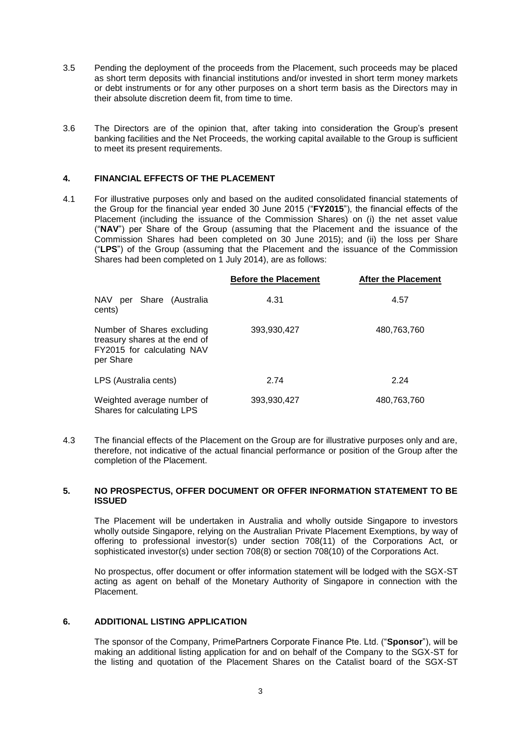3.5 Pending the deployment of the proceeds from the Placement, such proceeds may be placed as short term deposits with financial institutions and/or invested in short term money markets or debt instruments or for any other purposes on a short term basis as the Directors may in their absolute discretion deem fit, from time to time.

3.6 The Directors are of the opinion that, after taking into consideration the Group's present banking facilities and the Net Proceeds, the working capital available to the Group is sufficient to meet its present requirements.

## 4. FINANCIAL EFFECTS OF THE PLACEMENT

4.1 For illustrative purposes only and based on the audited consolidated financial statements of the Group for the financial year ended 30 June 2015 ("**FY2015**"), the financial effects of the Placement (including the issuance of the Commission Shares) on (i) the net asset value ("**NAV**") per Share of the Group (assuming that the Placement and the issuance of the Commission Shares had been completed on 30 June 2015); and (ii) the loss per Share ("**LPS**") of the Group (assuming that the Placement and the issuance of the Commission Shares had been completed on 1 July 2014), are as follows:

| | **Before the Placement** | **After the Placement** |
|---|---|---|
| NAV per Share (Australia cents) | 4.31 | 4.57 |
| Number of Shares excluding treasury shares at the end of FY2015 for calculating NAV per Share | 393,930,427 | 480,763,760 |
| LPS (Australia cents) | 2.74 | 2.24 |
| Weighted average number of Shares for calculating LPS | 393,930,427 | 480,763,760 |

4.3 The financial effects of the Placement on the Group are for illustrative purposes only and are, therefore, not indicative of the actual financial performance or position of the Group after the completion of the Placement.

## 5. NO PROSPECTUS, OFFER DOCUMENT OR OFFER INFORMATION STATEMENT TO BE ISSUED

The Placement will be undertaken in Australia and wholly outside Singapore to investors wholly outside Singapore, relying on the Australian Private Placement Exemptions, by way of offering to professional investor(s) under section 708(11) of the Corporations Act, or sophisticated investor(s) under section 708(8) or section 708(10) of the Corporations Act.

No prospectus, offer document or offer information statement will be lodged with the SGX-ST acting as agent on behalf of the Monetary Authority of Singapore in connection with the Placement.

## 6. ADDITIONAL LISTING APPLICATION

The sponsor of the Company, PrimePartners Corporate Finance Pte. Ltd. ("**Sponsor**"), will be making an additional listing application for and on behalf of the Company to the SGX-ST for the listing and quotation of the Placement Shares on the Catalist board of the SGX-ST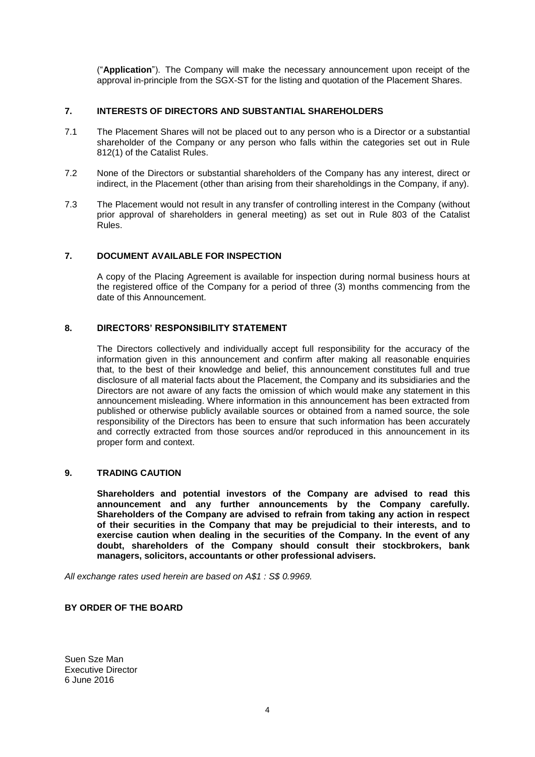("**Application**"). The Company will make the necessary announcement upon receipt of the approval in-principle from the SGX-ST for the listing and quotation of the Placement Shares.

## 7. INTERESTS OF DIRECTORS AND SUBSTANTIAL SHAREHOLDERS

7.1 The Placement Shares will not be placed out to any person who is a Director or a substantial shareholder of the Company or any person who falls within the categories set out in Rule 812(1) of the Catalist Rules.

7.2 None of the Directors or substantial shareholders of the Company has any interest, direct or indirect, in the Placement (other than arising from their shareholdings in the Company, if any).

7.3 The Placement would not result in any transfer of controlling interest in the Company (without prior approval of shareholders in general meeting) as set out in Rule 803 of the Catalist Rules.

## 7. DOCUMENT AVAILABLE FOR INSPECTION

A copy of the Placing Agreement is available for inspection during normal business hours at the registered office of the Company for a period of three (3) months commencing from the date of this Announcement.

## 8. DIRECTORS' RESPONSIBILITY STATEMENT

The Directors collectively and individually accept full responsibility for the accuracy of the information given in this announcement and confirm after making all reasonable enquiries that, to the best of their knowledge and belief, this announcement constitutes full and true disclosure of all material facts about the Placement, the Company and its subsidiaries and the Directors are not aware of any facts the omission of which would make any statement in this announcement misleading. Where information in this announcement has been extracted from published or otherwise publicly available sources or obtained from a named source, the sole responsibility of the Directors has been to ensure that such information has been accurately and correctly extracted from those sources and/or reproduced in this announcement in its proper form and context.

## 9. TRADING CAUTION

**Shareholders and potential investors of the Company are advised to read this announcement and any further announcements by the Company carefully. Shareholders of the Company are advised to refrain from taking any action in respect of their securities in the Company that may be prejudicial to their interests, and to exercise caution when dealing in the securities of the Company. In the event of any doubt, shareholders of the Company should consult their stockbrokers, bank managers, solicitors, accountants or other professional advisers.**

*All exchange rates used herein are based on A$1 : S$ 0.9969.*

**BY ORDER OF THE BOARD**

Suen Sze Man
Executive Director
6 June 2016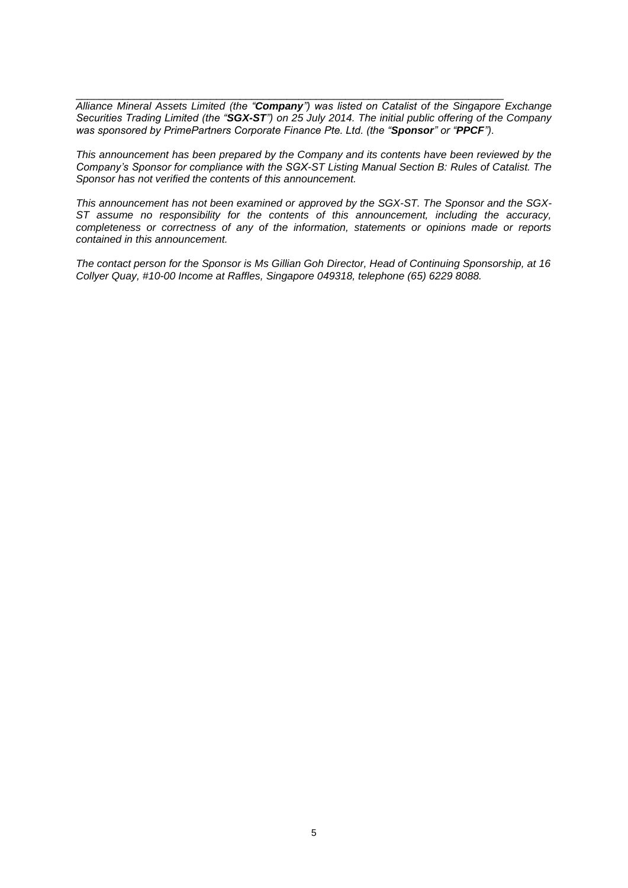---

*Alliance Mineral Assets Limited (the "**Company**") was listed on Catalist of the Singapore Exchange Securities Trading Limited (the "**SGX-ST**") on 25 July 2014. The initial public offering of the Company was sponsored by PrimePartners Corporate Finance Pte. Ltd. (the "**Sponsor**" or "**PPCF**").*

*This announcement has been prepared by the Company and its contents have been reviewed by the Company's Sponsor for compliance with the SGX-ST Listing Manual Section B: Rules of Catalist. The Sponsor has not verified the contents of this announcement.*

*This announcement has not been examined or approved by the SGX-ST. The Sponsor and the SGX-ST assume no responsibility for the contents of this announcement, including the accuracy, completeness or correctness of any of the information, statements or opinions made or reports contained in this announcement.*

*The contact person for the Sponsor is Ms Gillian Goh Director, Head of Continuing Sponsorship, at 16 Collyer Quay, #10-00 Income at Raffles, Singapore 049318, telephone (65) 6229 8088.*